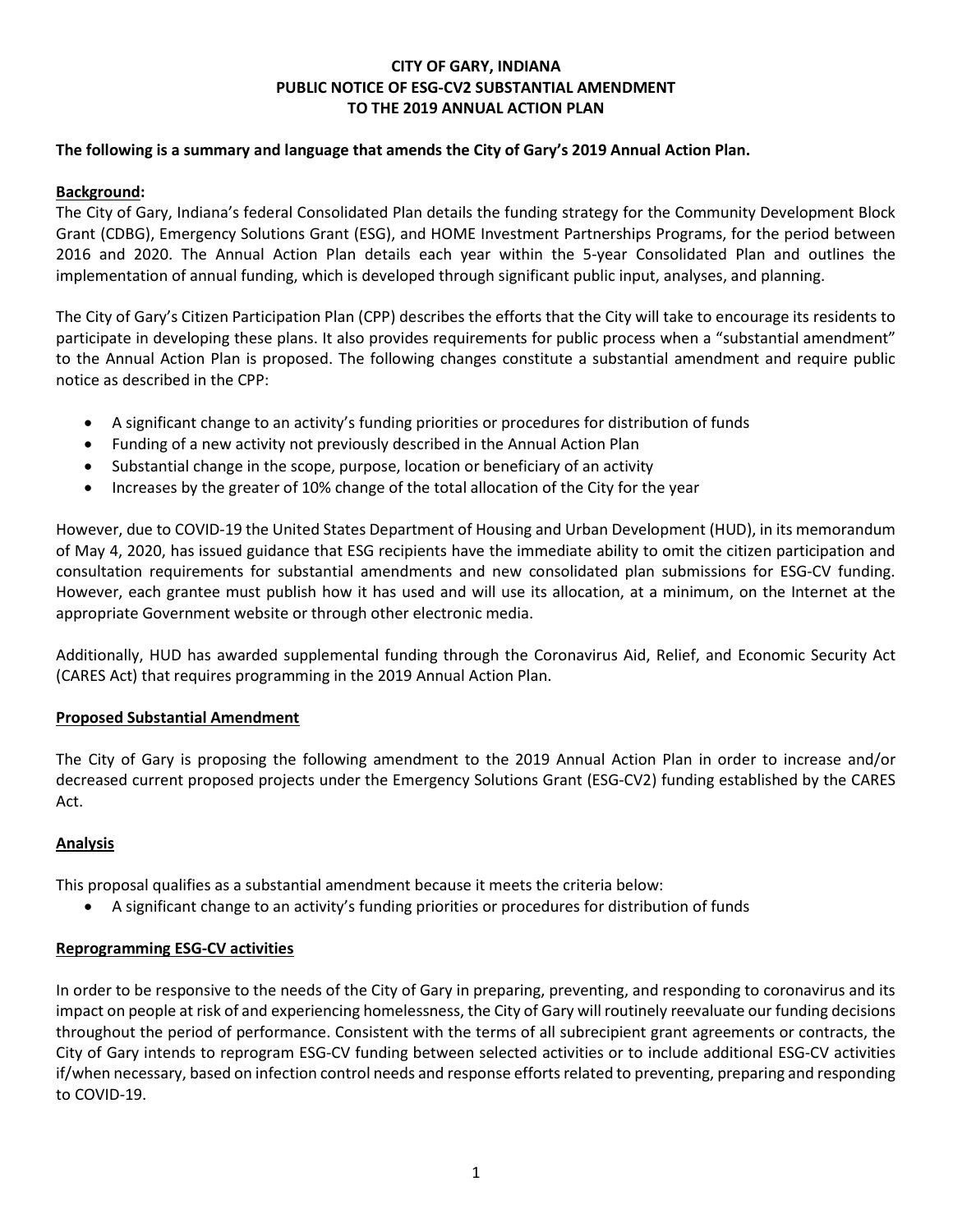# CITY OF GARY, INDIANA
# PUBLIC NOTICE OF ESG-CV2 SUBSTANTIAL AMENDMENT
# TO THE 2019 ANNUAL ACTION PLAN

**The following is a summary and language that amends the City of Gary's 2019 Annual Action Plan.**

**Background:**

The City of Gary, Indiana's federal Consolidated Plan details the funding strategy for the Community Development Block Grant (CDBG), Emergency Solutions Grant (ESG), and HOME Investment Partnerships Programs, for the period between 2016 and 2020. The Annual Action Plan details each year within the 5-year Consolidated Plan and outlines the implementation of annual funding, which is developed through significant public input, analyses, and planning.

The City of Gary's Citizen Participation Plan (CPP) describes the efforts that the City will take to encourage its residents to participate in developing these plans. It also provides requirements for public process when a "substantial amendment" to the Annual Action Plan is proposed. The following changes constitute a substantial amendment and require public notice as described in the CPP:

- A significant change to an activity's funding priorities or procedures for distribution of funds
- Funding of a new activity not previously described in the Annual Action Plan
- Substantial change in the scope, purpose, location or beneficiary of an activity
- Increases by the greater of 10% change of the total allocation of the City for the year

However, due to COVID-19 the United States Department of Housing and Urban Development (HUD), in its memorandum of May 4, 2020, has issued guidance that ESG recipients have the immediate ability to omit the citizen participation and consultation requirements for substantial amendments and new consolidated plan submissions for ESG-CV funding. However, each grantee must publish how it has used and will use its allocation, at a minimum, on the Internet at the appropriate Government website or through other electronic media.

Additionally, HUD has awarded supplemental funding through the Coronavirus Aid, Relief, and Economic Security Act (CARES Act) that requires programming in the 2019 Annual Action Plan.

**Proposed Substantial Amendment**

The City of Gary is proposing the following amendment to the 2019 Annual Action Plan in order to increase and/or decreased current proposed projects under the Emergency Solutions Grant (ESG-CV2) funding established by the CARES Act.

**Analysis**

This proposal qualifies as a substantial amendment because it meets the criteria below:

- A significant change to an activity's funding priorities or procedures for distribution of funds

**Reprogramming ESG-CV activities**

In order to be responsive to the needs of the City of Gary in preparing, preventing, and responding to coronavirus and its impact on people at risk of and experiencing homelessness, the City of Gary will routinely reevaluate our funding decisions throughout the period of performance. Consistent with the terms of all subrecipient grant agreements or contracts, the City of Gary intends to reprogram ESG-CV funding between selected activities or to include additional ESG-CV activities if/when necessary, based on infection control needs and response efforts related to preventing, preparing and responding to COVID-19.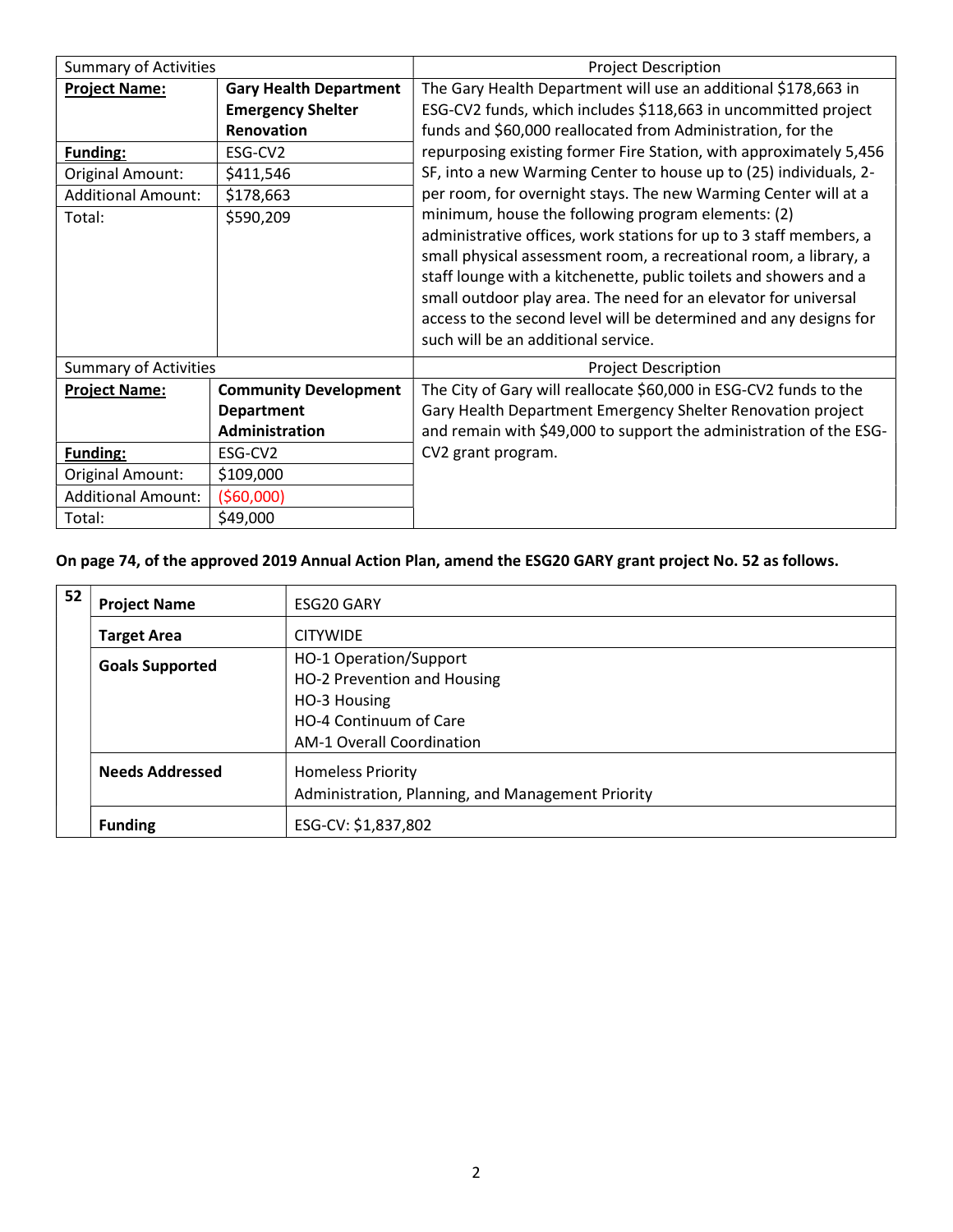| Summary of Activities | | Project Description |
|---|---|---|
| **Project Name:** | **Gary Health Department Emergency Shelter Renovation** | The Gary Health Department will use an additional $178,663 in ESG-CV2 funds, which includes $118,663 in uncommitted project funds and $60,000 reallocated from Administration, for the repurposing existing former Fire Station, with approximately 5,456 SF, into a new Warming Center to house up to (25) individuals, 2-per room, for overnight stays. The new Warming Center will at a minimum, house the following program elements: (2) administrative offices, work stations for up to 3 staff members, a small physical assessment room, a recreational room, a library, a staff lounge with a kitchenette, public toilets and showers and a small outdoor play area. The need for an elevator for universal access to the second level will be determined and any designs for such will be an additional service. |
| **Funding:** | ESG-CV2 | |
| Original Amount: | $411,546 | |
| Additional Amount: | $178,663 | |
| Total: | $590,209 | |

| Summary of Activities | | Project Description |
|---|---|---|
| **Project Name:** | **Community Development Department Administration** | The City of Gary will reallocate $60,000 in ESG-CV2 funds to the Gary Health Department Emergency Shelter Renovation project and remain with $49,000 to support the administration of the ESG-CV2 grant program. |
| **Funding:** | ESG-CV2 | |
| Original Amount: | $109,000 | |
| Additional Amount: | ($60,000) | |
| Total: | $49,000 | |

**On page 74, of the approved 2019 Annual Action Plan, amend the ESG20 GARY grant project No. 52 as follows.**

| 52 | | |
|---|---|---|
| | **Project Name** | ESG20 GARY |
| | **Target Area** | CITYWIDE |
| | **Goals Supported** | HO-1 Operation/Support<br>HO-2 Prevention and Housing<br>HO-3 Housing<br>HO-4 Continuum of Care<br>AM-1 Overall Coordination |
| | **Needs Addressed** | Homeless Priority<br>Administration, Planning, and Management Priority |
| | **Funding** | ESG-CV: $1,837,802 |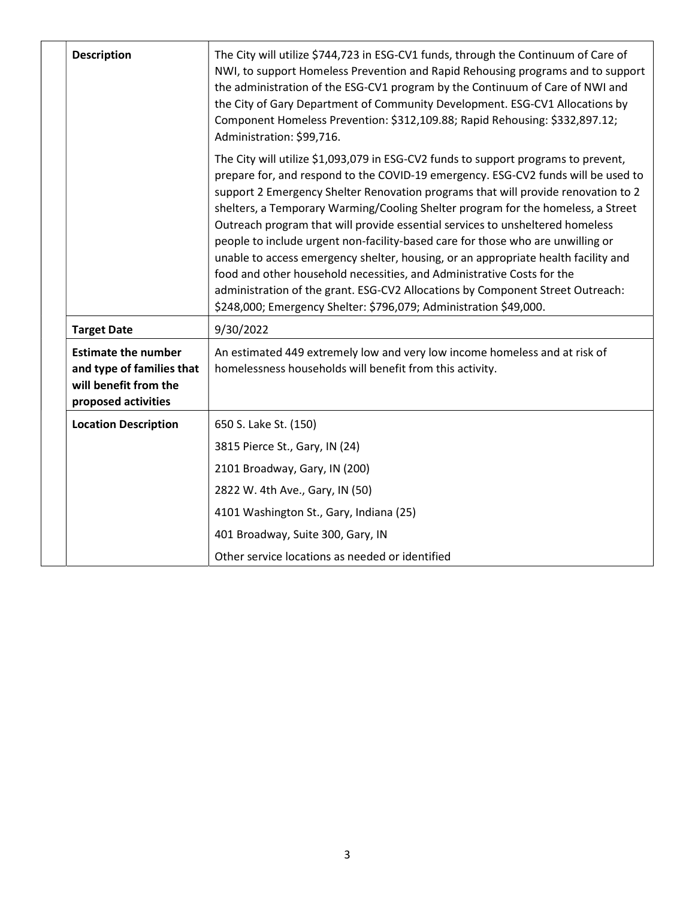| | | |
|---|---|---|
| | **Description** | The City will utilize $744,723 in ESG-CV1 funds, through the Continuum of Care of NWI, to support Homeless Prevention and Rapid Rehousing programs and to support the administration of the ESG-CV1 program by the Continuum of Care of NWI and the City of Gary Department of Community Development. ESG-CV1 Allocations by Component Homeless Prevention: $312,109.88; Rapid Rehousing: $332,897.12; Administration: $99,716.<br><br>The City will utilize $1,093,079 in ESG-CV2 funds to support programs to prevent, prepare for, and respond to the COVID-19 emergency. ESG-CV2 funds will be used to support 2 Emergency Shelter Renovation programs that will provide renovation to 2 shelters, a Temporary Warming/Cooling Shelter program for the homeless, a Street Outreach program that will provide essential services to unsheltered homeless people to include urgent non-facility-based care for those who are unwilling or unable to access emergency shelter, housing, or an appropriate health facility and food and other household necessities, and Administrative Costs for the administration of the grant. ESG-CV2 Allocations by Component Street Outreach: $248,000; Emergency Shelter: $796,079; Administration $49,000. |
| | **Target Date** | 9/30/2022 |
| | **Estimate the number and type of families that will benefit from the proposed activities** | An estimated 449 extremely low and very low income homeless and at risk of homelessness households will benefit from this activity. |
| | **Location Description** | 650 S. Lake St. (150)<br>3815 Pierce St., Gary, IN (24)<br>2101 Broadway, Gary, IN (200)<br>2822 W. 4th Ave., Gary, IN (50)<br>4101 Washington St., Gary, Indiana (25)<br>401 Broadway, Suite 300, Gary, IN<br>Other service locations as needed or identified |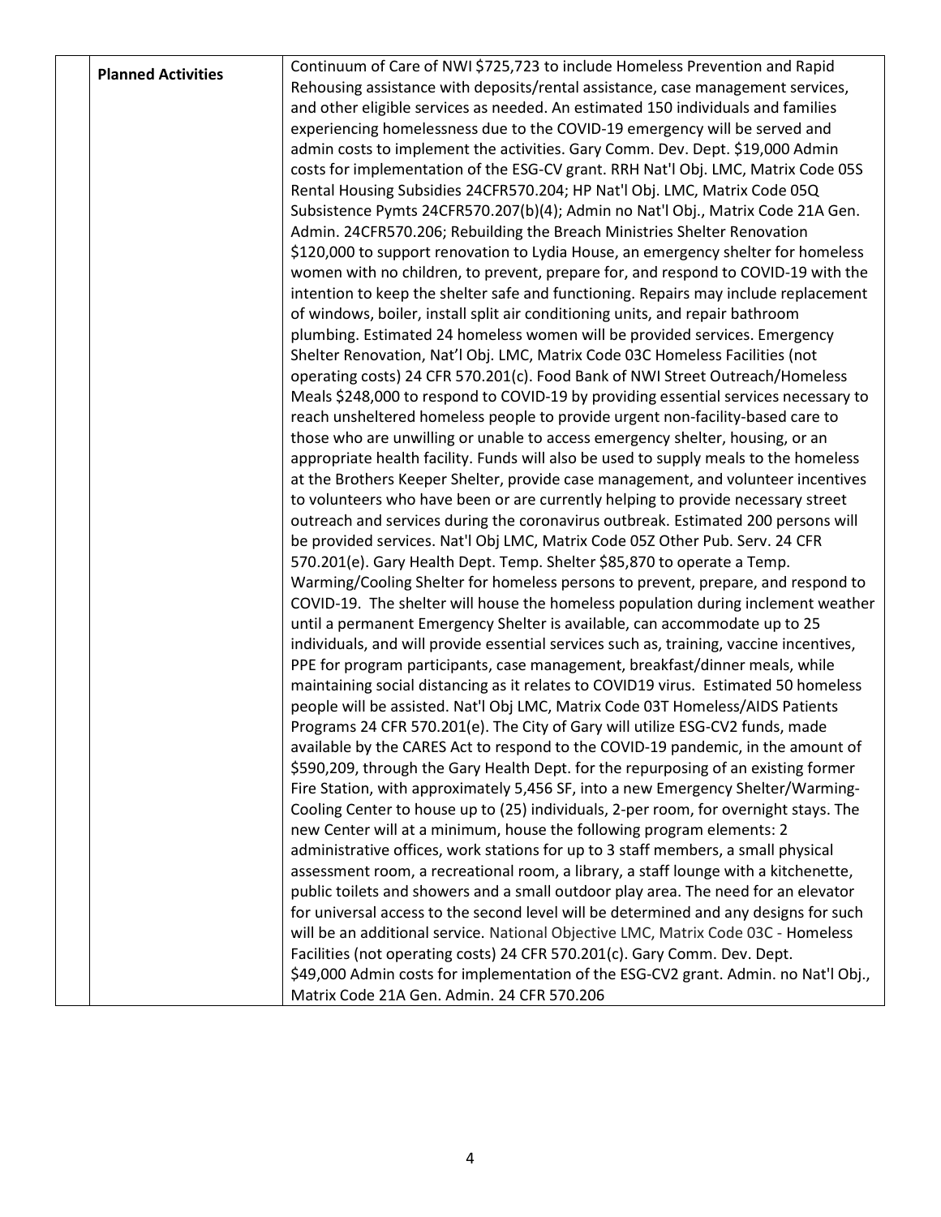| | | |
|---|---|---|
| | **Planned Activities** | Continuum of Care of NWI $725,723 to include Homeless Prevention and Rapid Rehousing assistance with deposits/rental assistance, case management services, and other eligible services as needed. An estimated 150 individuals and families experiencing homelessness due to the COVID-19 emergency will be served and admin costs to implement the activities. Gary Comm. Dev. Dept. $19,000 Admin costs for implementation of the ESG-CV grant. RRH Nat'l Obj. LMC, Matrix Code 05S Rental Housing Subsidies 24CFR570.204; HP Nat'l Obj. LMC, Matrix Code 05Q Subsistence Pymts 24CFR570.207(b)(4); Admin no Nat'l Obj., Matrix Code 21A Gen. Admin. 24CFR570.206; Rebuilding the Breach Ministries Shelter Renovation $120,000 to support renovation to Lydia House, an emergency shelter for homeless women with no children, to prevent, prepare for, and respond to COVID-19 with the intention to keep the shelter safe and functioning. Repairs may include replacement of windows, boiler, install split air conditioning units, and repair bathroom plumbing. Estimated 24 homeless women will be provided services. Emergency Shelter Renovation, Nat'l Obj. LMC, Matrix Code 03C Homeless Facilities (not operating costs) 24 CFR 570.201(c). Food Bank of NWI Street Outreach/Homeless Meals $248,000 to respond to COVID-19 by providing essential services necessary to reach unsheltered homeless people to provide urgent non-facility-based care to those who are unwilling or unable to access emergency shelter, housing, or an appropriate health facility. Funds will also be used to supply meals to the homeless at the Brothers Keeper Shelter, provide case management, and volunteer incentives to volunteers who have been or are currently helping to provide necessary street outreach and services during the coronavirus outbreak. Estimated 200 persons will be provided services. Nat'l Obj LMC, Matrix Code 05Z Other Pub. Serv. 24 CFR 570.201(e). Gary Health Dept. Temp. Shelter $85,870 to operate a Temp. Warming/Cooling Shelter for homeless persons to prevent, prepare, and respond to COVID-19. The shelter will house the homeless population during inclement weather until a permanent Emergency Shelter is available, can accommodate up to 25 individuals, and will provide essential services such as, training, vaccine incentives, PPE for program participants, case management, breakfast/dinner meals, while maintaining social distancing as it relates to COVID19 virus. Estimated 50 homeless people will be assisted. Nat'l Obj LMC, Matrix Code 03T Homeless/AIDS Patients Programs 24 CFR 570.201(e). The City of Gary will utilize ESG-CV2 funds, made available by the CARES Act to respond to the COVID-19 pandemic, in the amount of $590,209, through the Gary Health Dept. for the repurposing of an existing former Fire Station, with approximately 5,456 SF, into a new Emergency Shelter/Warming-Cooling Center to house up to (25) individuals, 2-per room, for overnight stays. The new Center will at a minimum, house the following program elements: 2 administrative offices, work stations for up to 3 staff members, a small physical assessment room, a recreational room, a library, a staff lounge with a kitchenette, public toilets and showers and a small outdoor play area. The need for an elevator for universal access to the second level will be determined and any designs for such will be an additional service. National Objective LMC, Matrix Code 03C - Homeless Facilities (not operating costs) 24 CFR 570.201(c). Gary Comm. Dev. Dept. $49,000 Admin costs for implementation of the ESG-CV2 grant. Admin. no Nat'l Obj., Matrix Code 21A Gen. Admin. 24 CFR 570.206 |